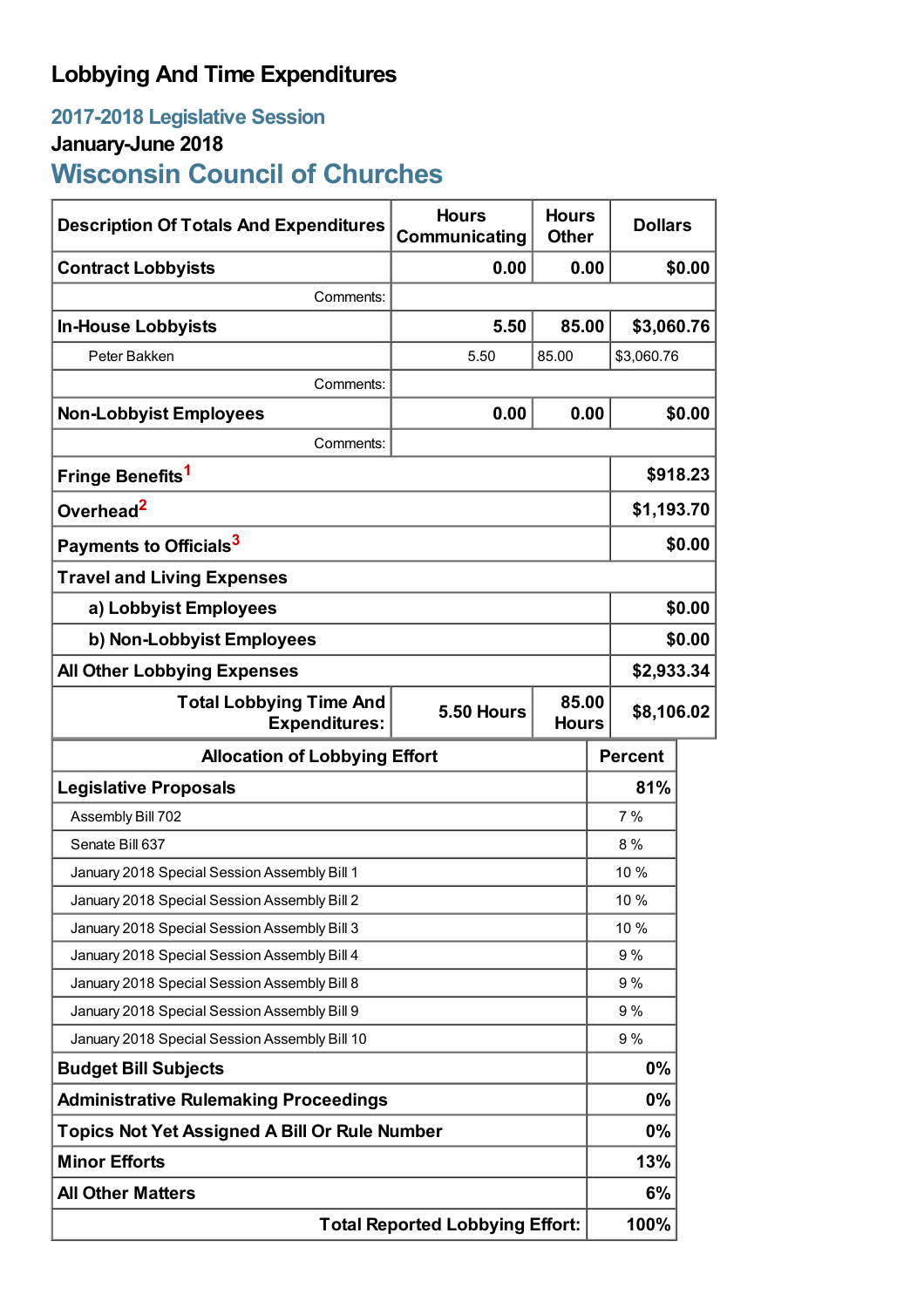# Lobbying And Time Expenditures

## 2017-2018 Legislative Session

### January-June 2018

## Wisconsin Council of Churches

| Description Of Totals And Expenditures | Hours Communicating | Hours Other | Dollars |
|---|---|---|---|
| **Contract Lobbyists** | **0.00** | **0.00** | **$0.00** |
| Comments: | | | |
| **In-House Lobbyists** | **5.50** | **85.00** | **$3,060.76** |
| Peter Bakken | 5.50 | 85.00 | $3,060.76 |
| Comments: | | | |
| **Non-Lobbyist Employees** | **0.00** | **0.00** | **$0.00** |
| Comments: | | | |
| **Fringe Benefits**[1] | | | **$918.23** |
| **Overhead**[2] | | | **$1,193.70** |
| **Payments to Officials**[3] | | | **$0.00** |
| **Travel and Living Expenses** | | | |
| **a) Lobbyist Employees** | | | **$0.00** |
| **b) Non-Lobbyist Employees** | | | **$0.00** |
| **All Other Lobbying Expenses** | | | **$2,933.34** |
| **Total Lobbying Time And Expenditures:** | **5.50 Hours** | **85.00 Hours** | **$8,106.02** |

| Allocation of Lobbying Effort | Percent |
|---|---|
| **Legislative Proposals** | **81%** |
| Assembly Bill 702 | 7 % |
| Senate Bill 637 | 8 % |
| January 2018 Special Session Assembly Bill 1 | 10 % |
| January 2018 Special Session Assembly Bill 2 | 10 % |
| January 2018 Special Session Assembly Bill 3 | 10 % |
| January 2018 Special Session Assembly Bill 4 | 9 % |
| January 2018 Special Session Assembly Bill 8 | 9 % |
| January 2018 Special Session Assembly Bill 9 | 9 % |
| January 2018 Special Session Assembly Bill 10 | 9 % |
| **Budget Bill Subjects** | **0%** |
| **Administrative Rulemaking Proceedings** | **0%** |
| **Topics Not Yet Assigned A Bill Or Rule Number** | **0%** |
| **Minor Efforts** | **13%** |
| **All Other Matters** | **6%** |
| **Total Reported Lobbying Effort:** | **100%** |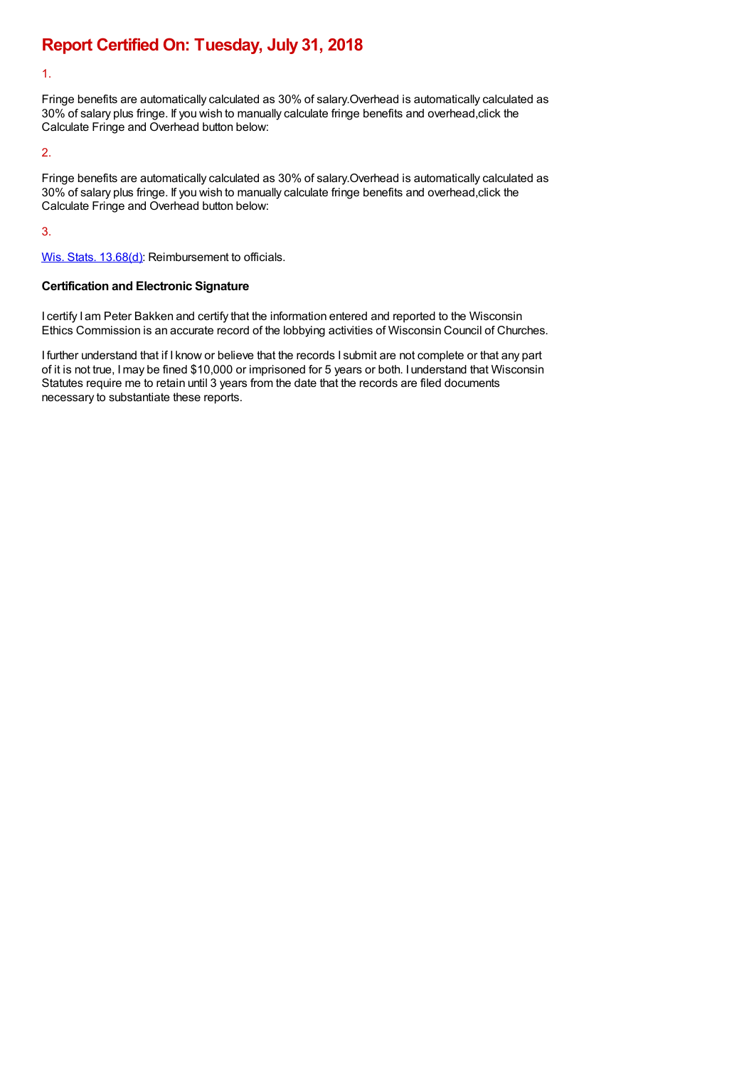# Report Certified On: Tuesday, July 31, 2018

1.

Fringe benefits are automatically calculated as 30% of salary.Overhead is automatically calculated as 30% of salary plus fringe. If you wish to manually calculate fringe benefits and overhead,click the Calculate Fringe and Overhead button below:

2.

Fringe benefits are automatically calculated as 30% of salary.Overhead is automatically calculated as 30% of salary plus fringe. If you wish to manually calculate fringe benefits and overhead,click the Calculate Fringe and Overhead button below:

3.

Wis. Stats. 13.68(d): Reimbursement to officials.

**Certification and Electronic Signature**

I certify I am Peter Bakken and certify that the information entered and reported to the Wisconsin Ethics Commission is an accurate record of the lobbying activities of Wisconsin Council of Churches.

I further understand that if I know or believe that the records I submit are not complete or that any part of it is not true, I may be fined $10,000 or imprisoned for 5 years or both. I understand that Wisconsin Statutes require me to retain until 3 years from the date that the records are filed documents necessary to substantiate these reports.